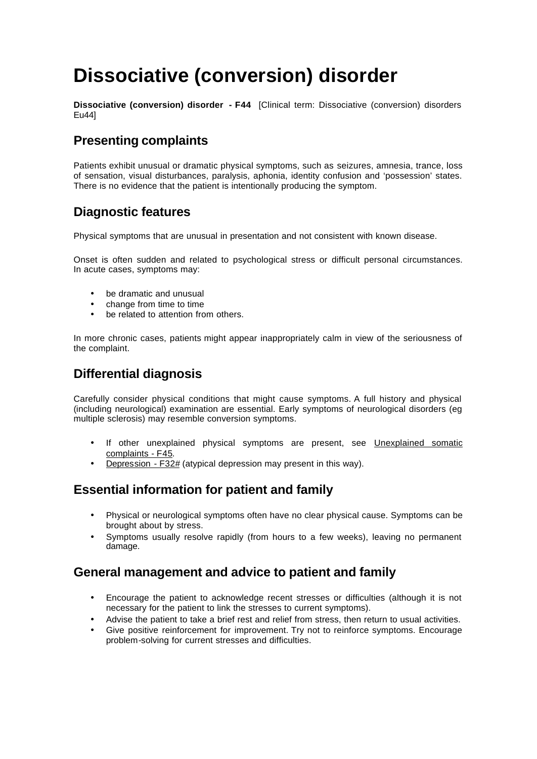# Dissociative (conversion) disorder

**Dissociative (conversion) disorder - F44** [Clinical term: Dissociative (conversion) disorders Eu44]

## Presenting complaints

Patients exhibit unusual or dramatic physical symptoms, such as seizures, amnesia, trance, loss of sensation, visual disturbances, paralysis, aphonia, identity confusion and 'possession' states. There is no evidence that the patient is intentionally producing the symptom.

## Diagnostic features

Physical symptoms that are unusual in presentation and not consistent with known disease.

Onset is often sudden and related to psychological stress or difficult personal circumstances. In acute cases, symptoms may:

- be dramatic and unusual
- change from time to time
- be related to attention from others.

In more chronic cases, patients might appear inappropriately calm in view of the seriousness of the complaint.

## Differential diagnosis

Carefully consider physical conditions that might cause symptoms. A full history and physical (including neurological) examination are essential. Early symptoms of neurological disorders (eg multiple sclerosis) may resemble conversion symptoms.

- If other unexplained physical symptoms are present, see Unexplained somatic complaints - F45.
- Depression - F32# (atypical depression may present in this way).

## Essential information for patient and family

- Physical or neurological symptoms often have no clear physical cause. Symptoms can be brought about by stress.
- Symptoms usually resolve rapidly (from hours to a few weeks), leaving no permanent damage.

## General management and advice to patient and family

- Encourage the patient to acknowledge recent stresses or difficulties (although it is not necessary for the patient to link the stresses to current symptoms).
- Advise the patient to take a brief rest and relief from stress, then return to usual activities.
- Give positive reinforcement for improvement. Try not to reinforce symptoms. Encourage problem-solving for current stresses and difficulties.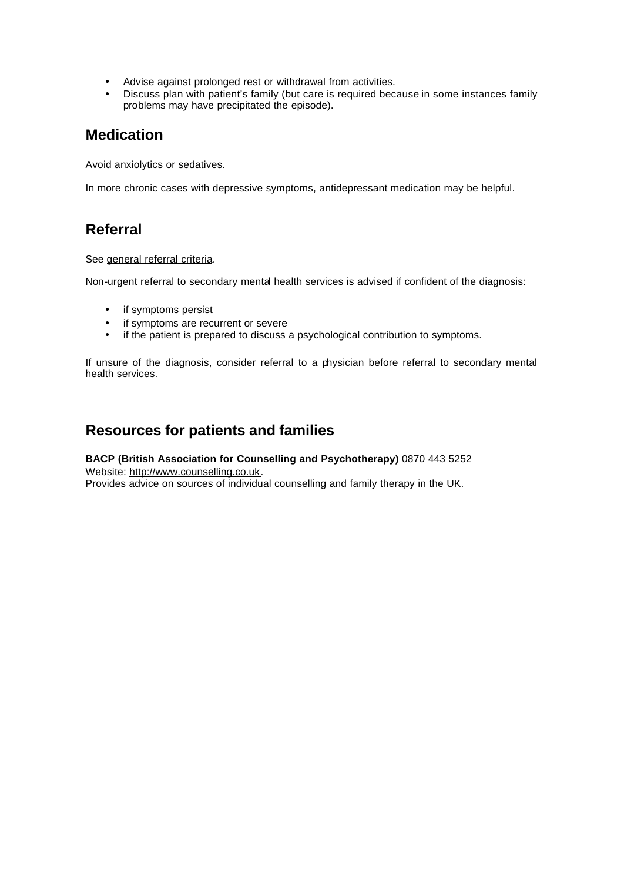- Advise against prolonged rest or withdrawal from activities.
- Discuss plan with patient's family (but care is required because in some instances family problems may have precipitated the episode).

## Medication

Avoid anxiolytics or sedatives.

In more chronic cases with depressive symptoms, antidepressant medication may be helpful.

## Referral

See general referral criteria.

Non-urgent referral to secondary mental health services is advised if confident of the diagnosis:

- if symptoms persist
- if symptoms are recurrent or severe
- if the patient is prepared to discuss a psychological contribution to symptoms.

If unsure of the diagnosis, consider referral to a physician before referral to secondary mental health services.

## Resources for patients and families

**BACP (British Association for Counselling and Psychotherapy)** 0870 443 5252
Website: http://www.counselling.co.uk.
Provides advice on sources of individual counselling and family therapy in the UK.